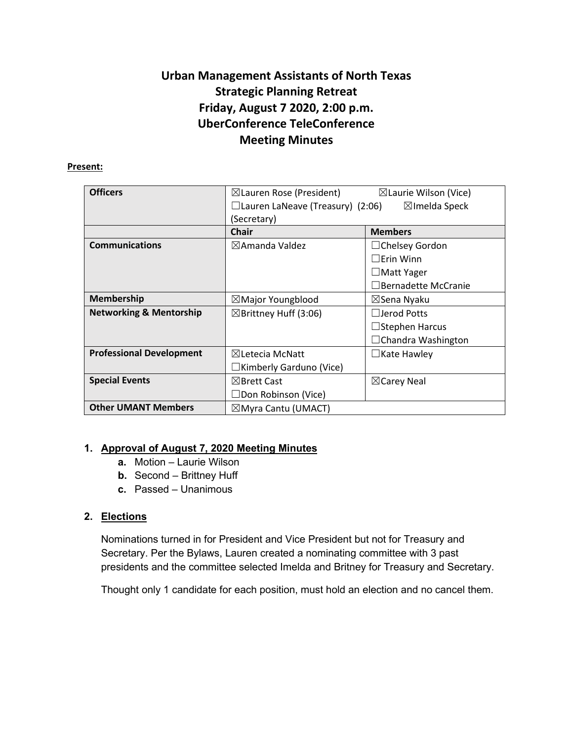# Urban Management Assistants of North Texas
## Strategic Planning Retreat
## Friday, August 7 2020, 2:00 p.m.
## UberConference TeleConference
## Meeting Minutes

**Present:**

| Officers | ☒Lauren Rose (President) ☒Laurie Wilson (Vice) ☐Lauren LaNeave (Treasury) (2:06) ☒Imelda Speck (Secretary) | |
|---|---|---|
| | **Chair** | **Members** |
| **Communications** | ☒Amanda Valdez | ☐Chelsey Gordon<br>☐Erin Winn<br>☐Matt Yager<br>☐Bernadette McCranie |
| **Membership** | ☒Major Youngblood | ☒Sena Nyaku |
| **Networking & Mentorship** | ☒Brittney Huff (3:06) | ☐Jerod Potts<br>☐Stephen Harcus<br>☐Chandra Washington |
| **Professional Development** | ☒Letecia McNatt<br>☐Kimberly Garduno (Vice) | ☐Kate Hawley |
| **Special Events** | ☒Brett Cast<br>☐Don Robinson (Vice) | ☒Carey Neal |
| **Other UMANT Members** | ☒Myra Cantu (UMACT) | |

1. **Approval of August 7, 2020 Meeting Minutes**
   a. Motion – Laurie Wilson
   b. Second – Brittney Huff
   c. Passed – Unanimous

2. **Elections**

   Nominations turned in for President and Vice President but not for Treasury and Secretary. Per the Bylaws, Lauren created a nominating committee with 3 past presidents and the committee selected Imelda and Britney for Treasury and Secretary.

   Thought only 1 candidate for each position, must hold an election and no cancel them.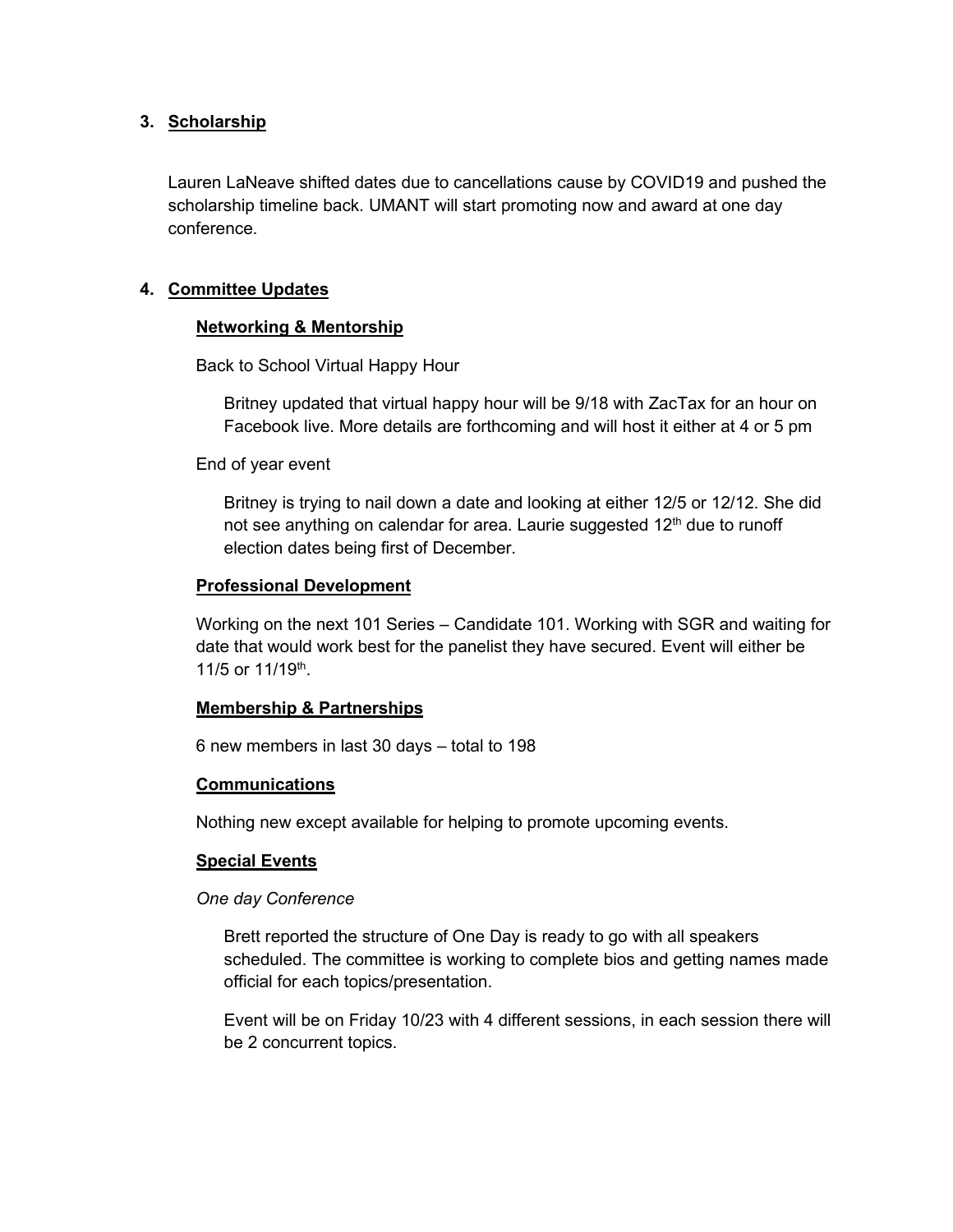## 3. Scholarship

Lauren LaNeave shifted dates due to cancellations cause by COVID19 and pushed the scholarship timeline back. UMANT will start promoting now and award at one day conference.

## 4. Committee Updates

### Networking & Mentorship

Back to School Virtual Happy Hour

Britney updated that virtual happy hour will be 9/18 with ZacTax for an hour on Facebook live. More details are forthcoming and will host it either at 4 or 5 pm

End of year event

Britney is trying to nail down a date and looking at either 12/5 or 12/12. She did not see anything on calendar for area. Laurie suggested 12th due to runoff election dates being first of December.

### Professional Development

Working on the next 101 Series – Candidate 101. Working with SGR and waiting for date that would work best for the panelist they have secured. Event will either be 11/5 or 11/19th.

### Membership & Partnerships

6 new members in last 30 days – total to 198

### Communications

Nothing new except available for helping to promote upcoming events.

### Special Events

*One day Conference*

Brett reported the structure of One Day is ready to go with all speakers scheduled. The committee is working to complete bios and getting names made official for each topics/presentation.

Event will be on Friday 10/23 with 4 different sessions, in each session there will be 2 concurrent topics.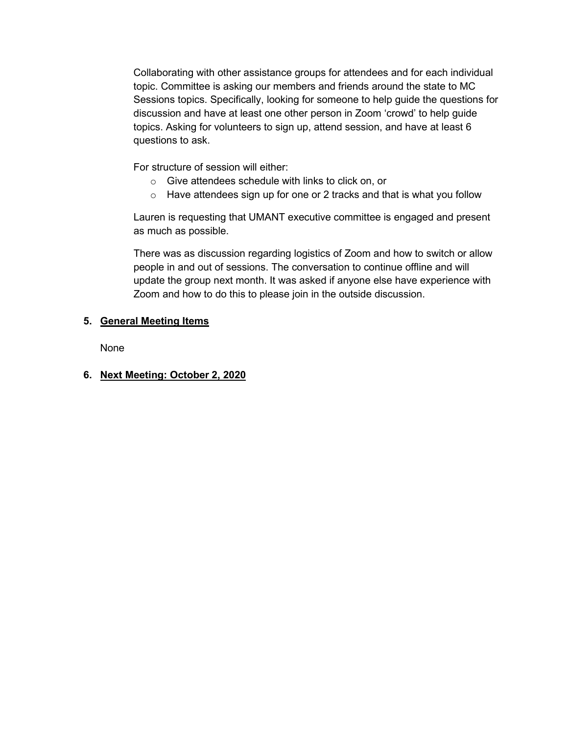Collaborating with other assistance groups for attendees and for each individual topic. Committee is asking our members and friends around the state to MC Sessions topics. Specifically, looking for someone to help guide the questions for discussion and have at least one other person in Zoom 'crowd' to help guide topics. Asking for volunteers to sign up, attend session, and have at least 6 questions to ask.

For structure of session will either:

- Give attendees schedule with links to click on, or
- Have attendees sign up for one or 2 tracks and that is what you follow

Lauren is requesting that UMANT executive committee is engaged and present as much as possible.

There was as discussion regarding logistics of Zoom and how to switch or allow people in and out of sessions. The conversation to continue offline and will update the group next month. It was asked if anyone else have experience with Zoom and how to do this to please join in the outside discussion.

**5. <u>General Meeting Items</u>**

None

**6. <u>Next Meeting: October 2, 2020</u>**